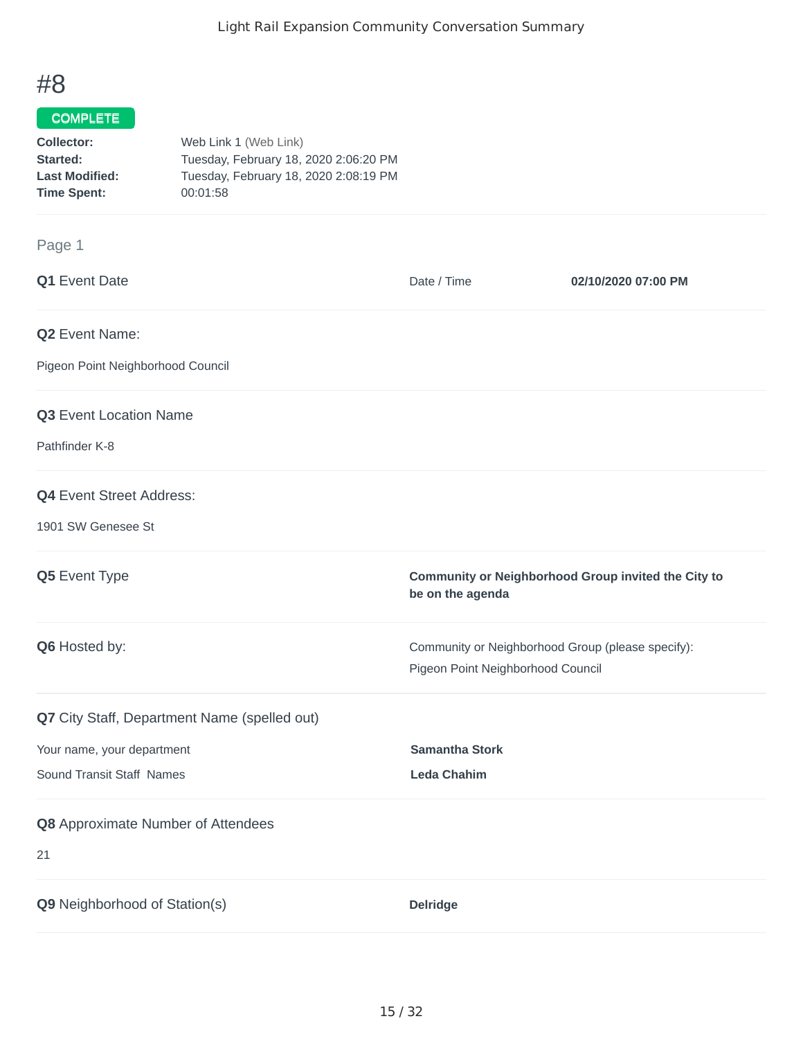# #8

**COMPLETE**

**Collector:** Web Link 1 (Web Link)
**Started:** Tuesday, February 18, 2020 2:06:20 PM
**Last Modified:** Tuesday, February 18, 2020 2:08:19 PM
**Time Spent:** 00:01:58

## Page 1

**Q1** Event Date

Date / Time **02/10/2020 07:00 PM**

**Q2** Event Name:

Pigeon Point Neighborhood Council

**Q3** Event Location Name

Pathfinder K-8

**Q4** Event Street Address:

1901 SW Genesee St

**Q5** Event Type

**Community or Neighborhood Group invited the City to be on the agenda**

**Q6** Hosted by:

Community or Neighborhood Group (please specify):
Pigeon Point Neighborhood Council

**Q7** City Staff, Department Name (spelled out)

Your name, your department **Samantha Stork**

Sound Transit Staff Names **Leda Chahim**

**Q8** Approximate Number of Attendees

21

**Q9** Neighborhood of Station(s)

**Delridge**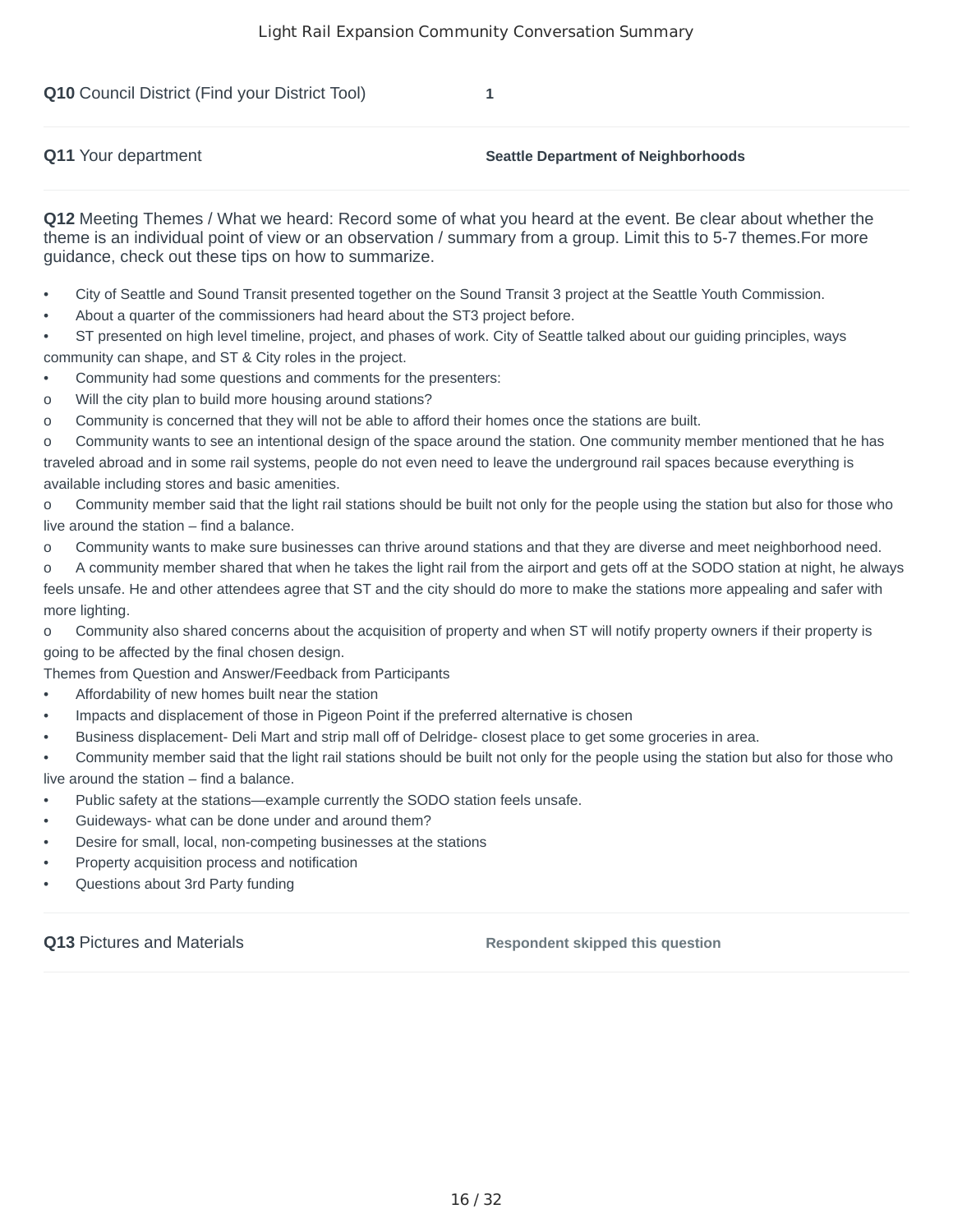**Q10** Council District (Find your District Tool)

**1**

**Q11** Your department

**Seattle Department of Neighborhoods**

**Q12** Meeting Themes / What we heard: Record some of what you heard at the event. Be clear about whether the theme is an individual point of view or an observation / summary from a group. Limit this to 5-7 themes.For more guidance, check out these tips on how to summarize.

- City of Seattle and Sound Transit presented together on the Sound Transit 3 project at the Seattle Youth Commission.
- About a quarter of the commissioners had heard about the ST3 project before.
- ST presented on high level timeline, project, and phases of work. City of Seattle talked about our guiding principles, ways community can shape, and ST & City roles in the project.
- Community had some questions and comments for the presenters:
  - Will the city plan to build more housing around stations?
  - Community is concerned that they will not be able to afford their homes once the stations are built.
  - Community wants to see an intentional design of the space around the station. One community member mentioned that he has traveled abroad and in some rail systems, people do not even need to leave the underground rail spaces because everything is available including stores and basic amenities.
  - Community member said that the light rail stations should be built not only for the people using the station but also for those who live around the station – find a balance.
  - Community wants to make sure businesses can thrive around stations and that they are diverse and meet neighborhood need.
  - A community member shared that when he takes the light rail from the airport and gets off at the SODO station at night, he always feels unsafe. He and other attendees agree that ST and the city should do more to make the stations more appealing and safer with more lighting.
  - Community also shared concerns about the acquisition of property and when ST will notify property owners if their property is going to be affected by the final chosen design.

Themes from Question and Answer/Feedback from Participants

- Affordability of new homes built near the station
- Impacts and displacement of those in Pigeon Point if the preferred alternative is chosen
- Business displacement- Deli Mart and strip mall off of Delridge- closest place to get some groceries in area.
- Community member said that the light rail stations should be built not only for the people using the station but also for those who live around the station – find a balance.
- Public safety at the stations—example currently the SODO station feels unsafe.
- Guideways- what can be done under and around them?
- Desire for small, local, non-competing businesses at the stations
- Property acquisition process and notification
- Questions about 3rd Party funding

**Q13** Pictures and Materials

**Respondent skipped this question**